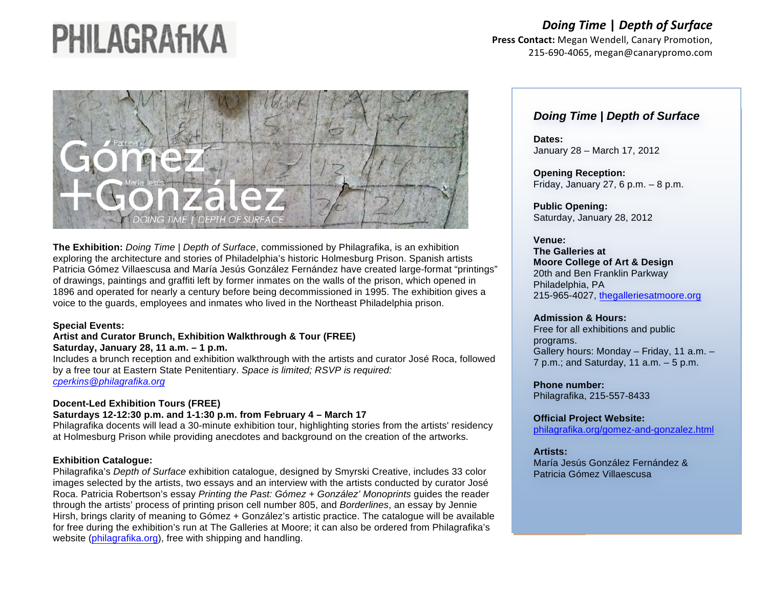# PHILAGRAfiKA

## *Doing Time | Depth of Surface*

**Press Contact:** Megan Wendell, Canary Promotion, 215-690-4065, megan@canarypromo.com

**The Exhibition:** *Doing Time* | *Depth of Surface*, commissioned by Philagrafika, is an exhibition exploring the architecture and stories of Philadelphia's historic Holmesburg Prison. Spanish artists Patricia Gómez Villaescusa and María Jesús González Fernández have created large-format "printings" of drawings, paintings and graffiti left by former inmates on the walls of the prison, which opened in 1896 and operated for nearly a century before being decommissioned in 1995. The exhibition gives a voice to the guards, employees and inmates who lived in the Northeast Philadelphia prison.

**Special Events:**
**Artist and Curator Brunch, Exhibition Walkthrough & Tour (FREE)**
**Saturday, January 28, 11 a.m. – 1 p.m.**
Includes a brunch reception and exhibition walkthrough with the artists and curator José Roca, followed by a free tour at Eastern State Penitentiary. *Space is limited; RSVP is required: cperkins@philagrafika.org*

**Docent-Led Exhibition Tours (FREE)**
**Saturdays 12-12:30 p.m. and 1-1:30 p.m. from February 4 – March 17**
Philagrafika docents will lead a 30-minute exhibition tour, highlighting stories from the artists' residency at Holmesburg Prison while providing anecdotes and background on the creation of the artworks.

**Exhibition Catalogue:**
Philagrafika's *Depth of Surface* exhibition catalogue, designed by Smyrski Creative, includes 33 color images selected by the artists, two essays and an interview with the artists conducted by curator José Roca. Patricia Robertson's essay *Printing the Past: Gómez + González' Monoprints* guides the reader through the artists' process of printing prison cell number 805, and *Borderlines*, an essay by Jennie Hirsh, brings clarity of meaning to Gómez + González's artistic practice. The catalogue will be available for free during the exhibition's run at The Galleries at Moore; it can also be ordered from Philagrafika's website (philagrafika.org), free with shipping and handling.

### *Doing Time | Depth of Surface*

**Dates:**
January 28 – March 17, 2012

**Opening Reception:**
Friday, January 27, 6 p.m. – 8 p.m.

**Public Opening:**
Saturday, January 28, 2012

**Venue:**
**The Galleries at**
**Moore College of Art & Design**
20th and Ben Franklin Parkway
Philadelphia, PA
215-965-4027, thegalleriesatmoore.org

**Admission & Hours:**
Free for all exhibitions and public programs.
Gallery hours: Monday – Friday, 11 a.m. – 7 p.m.; and Saturday, 11 a.m. – 5 p.m.

**Phone number:**
Philagrafika, 215-557-8433

**Official Project Website:**
philagrafika.org/gomez-and-gonzalez.html

**Artists:**
María Jesús González Fernández & Patricia Gómez Villaescusa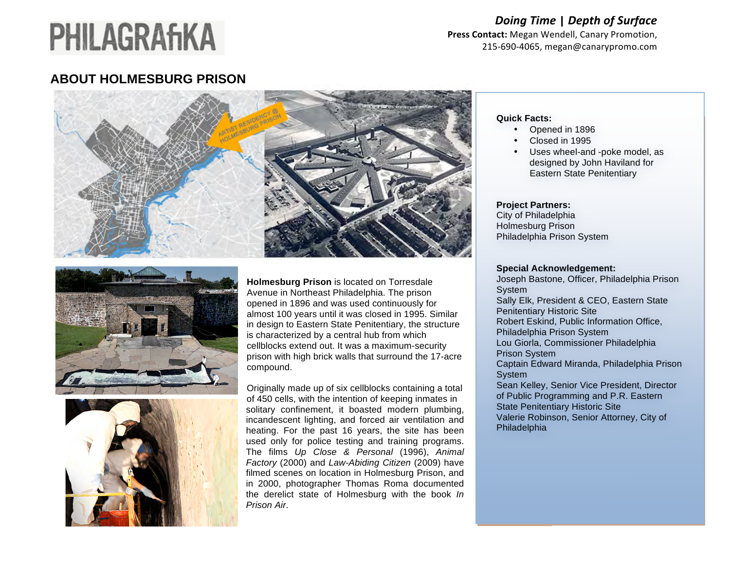# PHILAGRAfiKA

***Doing Time | Depth of Surface***
**Press Contact:** Megan Wendell, Canary Promotion, 215-690-4065, megan@canarypromo.com

## ABOUT HOLMESBURG PRISON

**Holmesburg Prison** is located on Torresdale Avenue in Northeast Philadelphia. The prison opened in 1896 and was used continuously for almost 100 years until it was closed in 1995. Similar in design to Eastern State Penitentiary, the structure is characterized by a central hub from which cellblocks extend out. It was a maximum-security prison with high brick walls that surround the 17-acre compound.

Originally made up of six cellblocks containing a total of 450 cells, with the intention of keeping inmates in solitary confinement, it boasted modern plumbing, incandescent lighting, and forced air ventilation and heating. For the past 16 years, the site has been used only for police testing and training programs. The films *Up Close & Personal* (1996), *Animal Factory* (2000) and *Law-Abiding Citizen* (2009) have filmed scenes on location in Holmesburg Prison, and in 2000, photographer Thomas Roma documented the derelict state of Holmesburg with the book *In Prison Air*.

**Quick Facts:**

- Opened in 1896
- Closed in 1995
- Uses wheel-and -poke model, as designed by John Haviland for Eastern State Penitentiary

**Project Partners:**
City of Philadelphia
Holmesburg Prison
Philadelphia Prison System

**Special Acknowledgement:**
Joseph Bastone, Officer, Philadelphia Prison System
Sally Elk, President & CEO, Eastern State Penitentiary Historic Site
Robert Eskind, Public Information Office, Philadelphia Prison System
Lou Giorla, Commissioner Philadelphia Prison System
Captain Edward Miranda, Philadelphia Prison System
Sean Kelley, Senior Vice President, Director of Public Programming and P.R. Eastern State Penitentiary Historic Site
Valerie Robinson, Senior Attorney, City of Philadelphia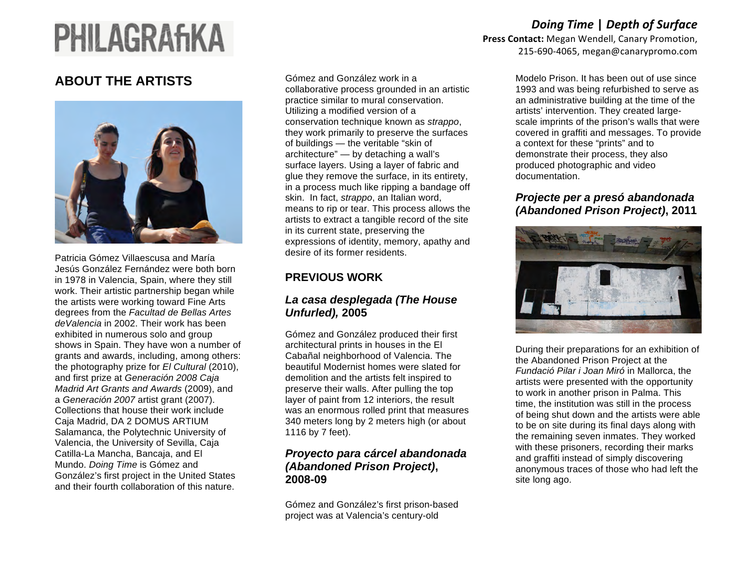# ABOUT THE ARTISTS

Patricia Gómez Villaescusa and María Jesús González Fernández were both born in 1978 in Valencia, Spain, where they still work. Their artistic partnership began while the artists were working toward Fine Arts degrees from the *Facultad de Bellas Artes deValencia* in 2002. Their work has been exhibited in numerous solo and group shows in Spain. They have won a number of grants and awards, including, among others: the photography prize for *El Cultural* (2010), and first prize at *Generación 2008 Caja Madrid Art Grants and Awards* (2009), and a *Generación 2007* artist grant (2007). Collections that house their work include Caja Madrid, DA 2 DOMUS ARTIUM Salamanca, the Polytechnic University of Valencia, the University of Sevilla, Caja Catilla-La Mancha, Bancaja, and El Mundo. *Doing Time* is Gómez and González's first project in the United States and their fourth collaboration of this nature.

Gómez and González work in a collaborative process grounded in an artistic practice similar to mural conservation. Utilizing a modified version of a conservation technique known as *strappo*, they work primarily to preserve the surfaces of buildings — the veritable "skin of architecture" — by detaching a wall's surface layers. Using a layer of fabric and glue they remove the surface, in its entirety, in a process much like ripping a bandage off skin. In fact, *strappo*, an Italian word, means to rip or tear. This process allows the artists to extract a tangible record of the site in its current state, preserving the expressions of identity, memory, apathy and desire of its former residents.

## PREVIOUS WORK

### *La casa desplegada (The House Unfurled),* 2005

Gómez and González produced their first architectural prints in houses in the El Cabañal neighborhood of Valencia. The beautiful Modernist homes were slated for demolition and the artists felt inspired to preserve their walls. After pulling the top layer of paint from 12 interiors, the result was an enormous rolled print that measures 340 meters long by 2 meters high (or about 1116 by 7 feet).

### *Proyecto para cárcel abandonada (Abandoned Prison Project)*, 2008-09

Gómez and González's first prison-based project was at Valencia's century-old Modelo Prison. It has been out of use since 1993 and was being refurbished to serve as an administrative building at the time of the artists' intervention. They created large-scale imprints of the prison's walls that were covered in graffiti and messages. To provide a context for these "prints" and to demonstrate their process, they also produced photographic and video documentation.

### *Projecte per a presó abandonada (Abandoned Prison Project)*, 2011

During their preparations for an exhibition of the Abandoned Prison Project at the *Fundació Pilar i Joan Miró* in Mallorca, the artists were presented with the opportunity to work in another prison in Palma. This time, the institution was still in the process of being shut down and the artists were able to be on site during its final days along with the remaining seven inmates. They worked with these prisoners, recording their marks and graffiti instead of simply discovering anonymous traces of those who had left the site long ago.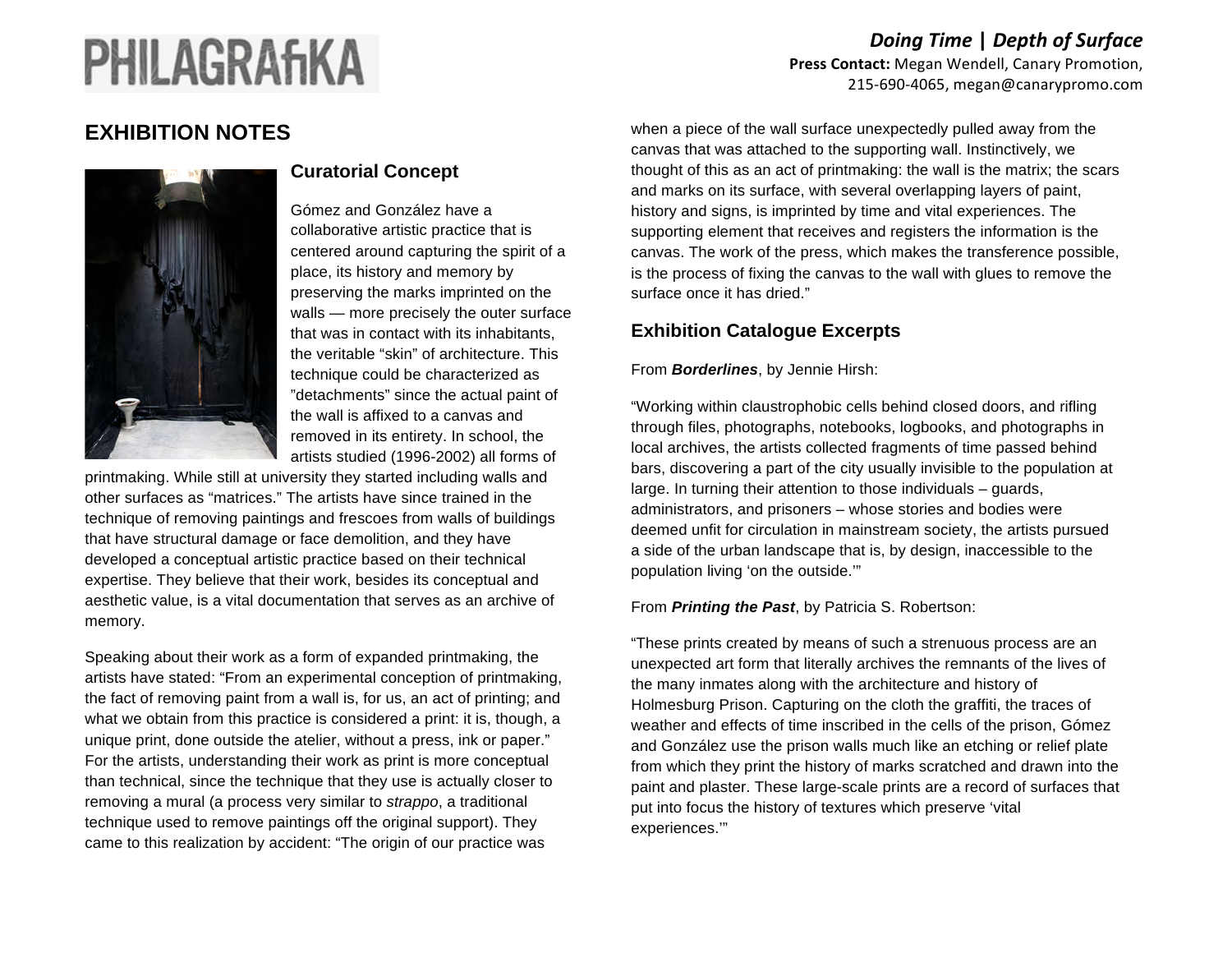## EXHIBITION NOTES

### Curatorial Concept

Gómez and González have a collaborative artistic practice that is centered around capturing the spirit of a place, its history and memory by preserving the marks imprinted on the walls — more precisely the outer surface that was in contact with its inhabitants, the veritable "skin" of architecture. This technique could be characterized as "detachments" since the actual paint of the wall is affixed to a canvas and removed in its entirety. In school, the artists studied (1996-2002) all forms of printmaking. While still at university they started including walls and other surfaces as "matrices." The artists have since trained in the technique of removing paintings and frescoes from walls of buildings that have structural damage or face demolition, and they have developed a conceptual artistic practice based on their technical expertise. They believe that their work, besides its conceptual and aesthetic value, is a vital documentation that serves as an archive of memory.

Speaking about their work as a form of expanded printmaking, the artists have stated: "From an experimental conception of printmaking, the fact of removing paint from a wall is, for us, an act of printing; and what we obtain from this practice is considered a print: it is, though, a unique print, done outside the atelier, without a press, ink or paper." For the artists, understanding their work as print is more conceptual than technical, since the technique that they use is actually closer to removing a mural (a process very similar to *strappo*, a traditional technique used to remove paintings off the original support). They came to this realization by accident: "The origin of our practice was when a piece of the wall surface unexpectedly pulled away from the canvas that was attached to the supporting wall. Instinctively, we thought of this as an act of printmaking: the wall is the matrix; the scars and marks on its surface, with several overlapping layers of paint, history and signs, is imprinted by time and vital experiences. The supporting element that receives and registers the information is the canvas. The work of the press, which makes the transference possible, is the process of fixing the canvas to the wall with glues to remove the surface once it has dried."

### Exhibition Catalogue Excerpts

From ***Borderlines***, by Jennie Hirsh:

"Working within claustrophobic cells behind closed doors, and rifling through files, photographs, notebooks, logbooks, and photographs in local archives, the artists collected fragments of time passed behind bars, discovering a part of the city usually invisible to the population at large. In turning their attention to those individuals – guards, administrators, and prisoners – whose stories and bodies were deemed unfit for circulation in mainstream society, the artists pursued a side of the urban landscape that is, by design, inaccessible to the population living 'on the outside.'"

From ***Printing the Past***, by Patricia S. Robertson:

"These prints created by means of such a strenuous process are an unexpected art form that literally archives the remnants of the lives of the many inmates along with the architecture and history of Holmesburg Prison. Capturing on the cloth the graffiti, the traces of weather and effects of time inscribed in the cells of the prison, Gómez and González use the prison walls much like an etching or relief plate from which they print the history of marks scratched and drawn into the paint and plaster. These large-scale prints are a record of surfaces that put into focus the history of textures which preserve 'vital experiences.'"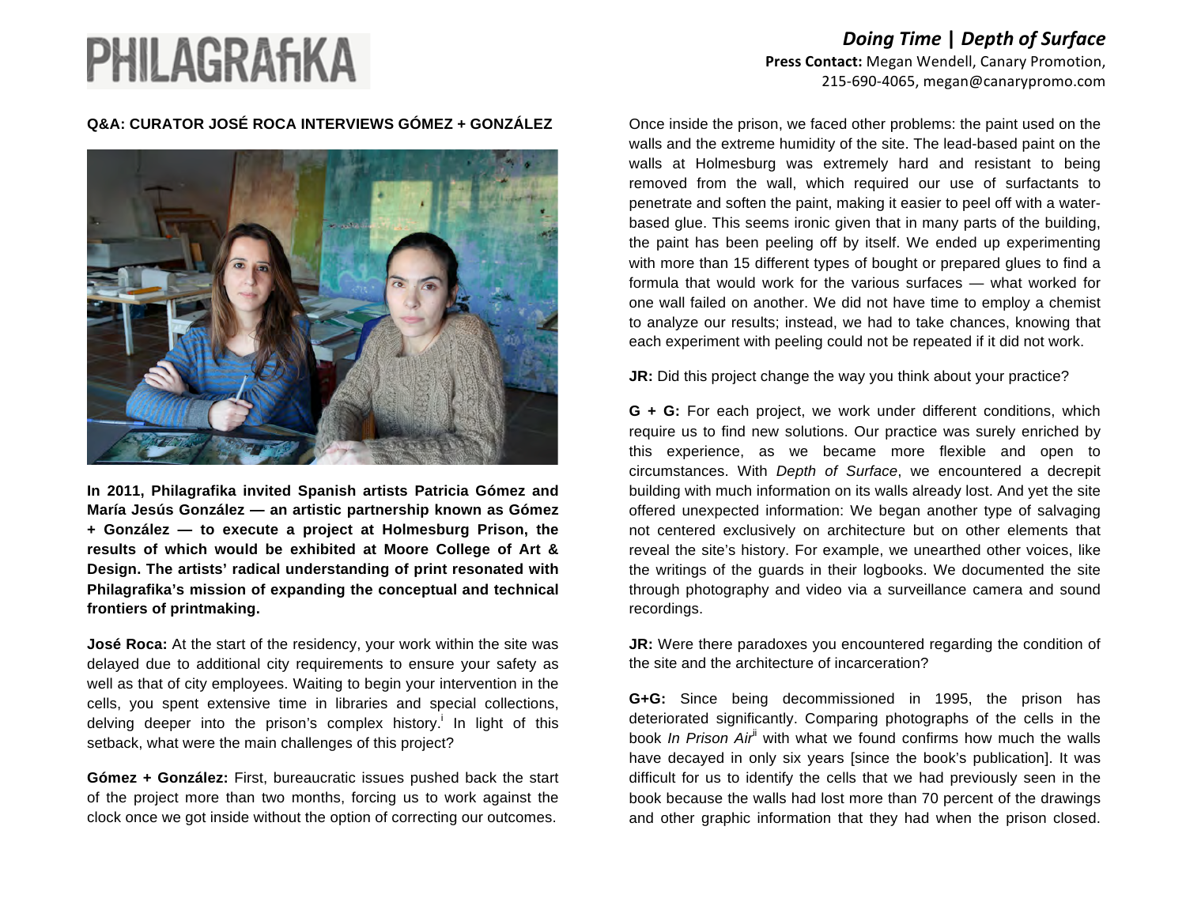## Q&A: CURATOR JOSÉ ROCA INTERVIEWS GÓMEZ + GONZÁLEZ

**In 2011, Philagrafika invited Spanish artists Patricia Gómez and María Jesús González — an artistic partnership known as Gómez + González — to execute a project at Holmesburg Prison, the results of which would be exhibited at Moore College of Art & Design. The artists' radical understanding of print resonated with Philagrafika's mission of expanding the conceptual and technical frontiers of printmaking.**

**José Roca:** At the start of the residency, your work within the site was delayed due to additional city requirements to ensure your safety as well as that of city employees. Waiting to begin your intervention in the cells, you spent extensive time in libraries and special collections, delving deeper into the prison's complex history.[i] In light of this setback, what were the main challenges of this project?

**Gómez + González:** First, bureaucratic issues pushed back the start of the project more than two months, forcing us to work against the clock once we got inside without the option of correcting our outcomes. Once inside the prison, we faced other problems: the paint used on the walls and the extreme humidity of the site. The lead-based paint on the walls at Holmesburg was extremely hard and resistant to being removed from the wall, which required our use of surfactants to penetrate and soften the paint, making it easier to peel off with a water-based glue. This seems ironic given that in many parts of the building, the paint has been peeling off by itself. We ended up experimenting with more than 15 different types of bought or prepared glues to find a formula that would work for the various surfaces — what worked for one wall failed on another. We did not have time to employ a chemist to analyze our results; instead, we had to take chances, knowing that each experiment with peeling could not be repeated if it did not work.

**JR:** Did this project change the way you think about your practice?

**G + G:** For each project, we work under different conditions, which require us to find new solutions. Our practice was surely enriched by this experience, as we became more flexible and open to circumstances. With *Depth of Surface*, we encountered a decrepit building with much information on its walls already lost. And yet the site offered unexpected information: We began another type of salvaging not centered exclusively on architecture but on other elements that reveal the site's history. For example, we unearthed other voices, like the writings of the guards in their logbooks. We documented the site through photography and video via a surveillance camera and sound recordings.

**JR:** Were there paradoxes you encountered regarding the condition of the site and the architecture of incarceration?

**G+G:** Since being decommissioned in 1995, the prison has deteriorated significantly. Comparing photographs of the cells in the book *In Prison Air*[ii] with what we found confirms how much the walls have decayed in only six years [since the book's publication]. It was difficult for us to identify the cells that we had previously seen in the book because the walls had lost more than 70 percent of the drawings and other graphic information that they had when the prison closed.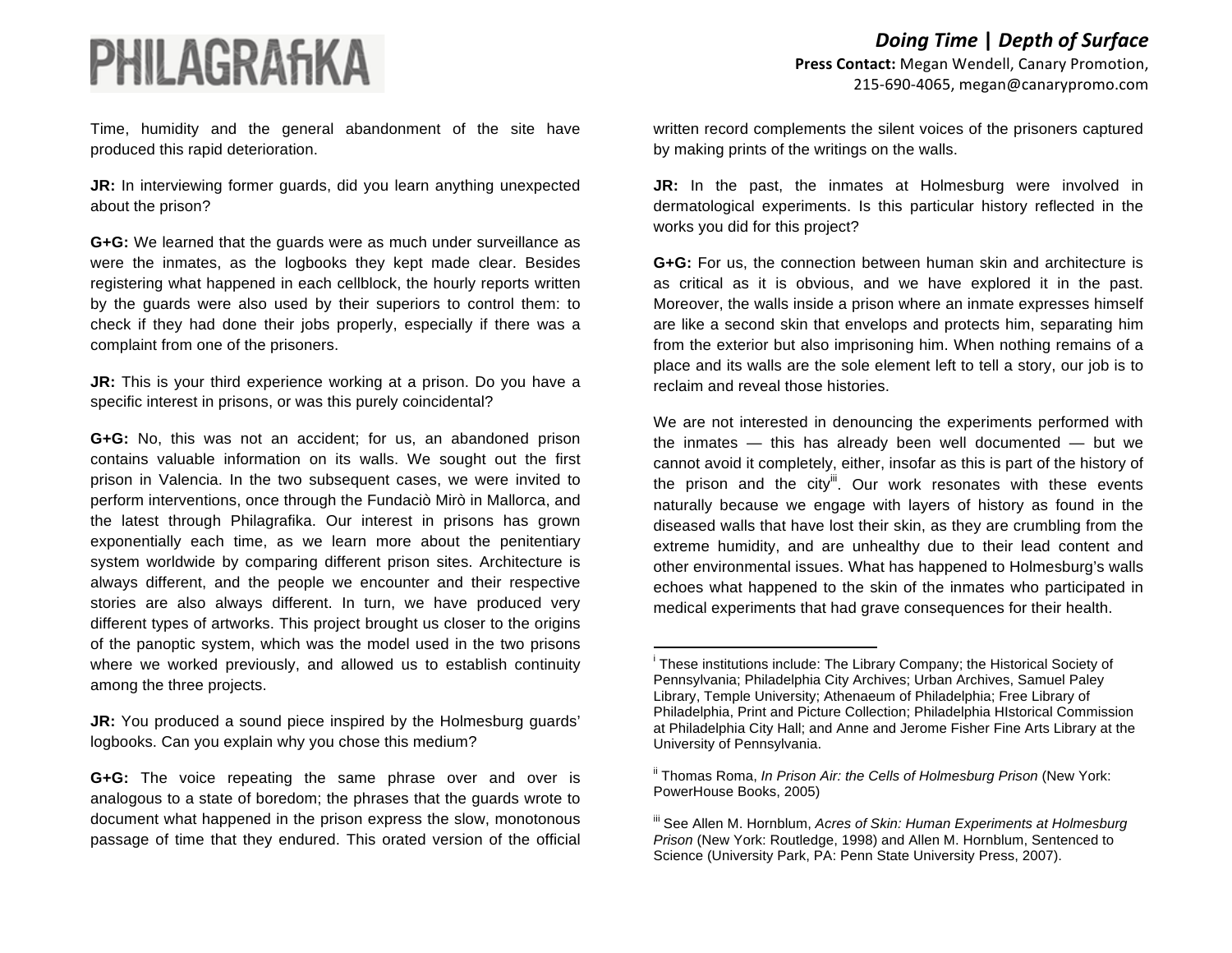Time, humidity and the general abandonment of the site have produced this rapid deterioration.

**JR:** In interviewing former guards, did you learn anything unexpected about the prison?

**G+G:** We learned that the guards were as much under surveillance as were the inmates, as the logbooks they kept made clear. Besides registering what happened in each cellblock, the hourly reports written by the guards were also used by their superiors to control them: to check if they had done their jobs properly, especially if there was a complaint from one of the prisoners.

**JR:** This is your third experience working at a prison. Do you have a specific interest in prisons, or was this purely coincidental?

**G+G:** No, this was not an accident; for us, an abandoned prison contains valuable information on its walls. We sought out the first prison in Valencia. In the two subsequent cases, we were invited to perform interventions, once through the Fundaciò Mirò in Mallorca, and the latest through Philagrafika. Our interest in prisons has grown exponentially each time, as we learn more about the penitentiary system worldwide by comparing different prison sites. Architecture is always different, and the people we encounter and their respective stories are also always different. In turn, we have produced very different types of artworks. This project brought us closer to the origins of the panoptic system, which was the model used in the two prisons where we worked previously, and allowed us to establish continuity among the three projects.

**JR:** You produced a sound piece inspired by the Holmesburg guards' logbooks. Can you explain why you chose this medium?

**G+G:** The voice repeating the same phrase over and over is analogous to a state of boredom; the phrases that the guards wrote to document what happened in the prison express the slow, monotonous passage of time that they endured. This orated version of the official written record complements the silent voices of the prisoners captured by making prints of the writings on the walls.

**JR:** In the past, the inmates at Holmesburg were involved in dermatological experiments. Is this particular history reflected in the works you did for this project?

**G+G:** For us, the connection between human skin and architecture is as critical as it is obvious, and we have explored it in the past. Moreover, the walls inside a prison where an inmate expresses himself are like a second skin that envelops and protects him, separating him from the exterior but also imprisoning him. When nothing remains of a place and its walls are the sole element left to tell a story, our job is to reclaim and reveal those histories.

We are not interested in denouncing the experiments performed with the inmates — this has already been well documented — but we cannot avoid it completely, either, insofar as this is part of the history of the prison and the city[iii]. Our work resonates with these events naturally because we engage with layers of history as found in the diseased walls that have lost their skin, as they are crumbling from the extreme humidity, and are unhealthy due to their lead content and other environmental issues. What has happened to Holmesburg's walls echoes what happened to the skin of the inmates who participated in medical experiments that had grave consequences for their health.

---

[i] These institutions include: The Library Company; the Historical Society of Pennsylvania; Philadelphia City Archives; Urban Archives, Samuel Paley Library, Temple University; Athenaeum of Philadelphia; Free Library of Philadelphia, Print and Picture Collection; Philadelphia HIstorical Commission at Philadelphia City Hall; and Anne and Jerome Fisher Fine Arts Library at the University of Pennsylvania.

[ii] Thomas Roma, *In Prison Air: the Cells of Holmesburg Prison* (New York: PowerHouse Books, 2005)

[iii] See Allen M. Hornblum, *Acres of Skin: Human Experiments at Holmesburg Prison* (New York: Routledge, 1998) and Allen M. Hornblum, Sentenced to Science (University Park, PA: Penn State University Press, 2007).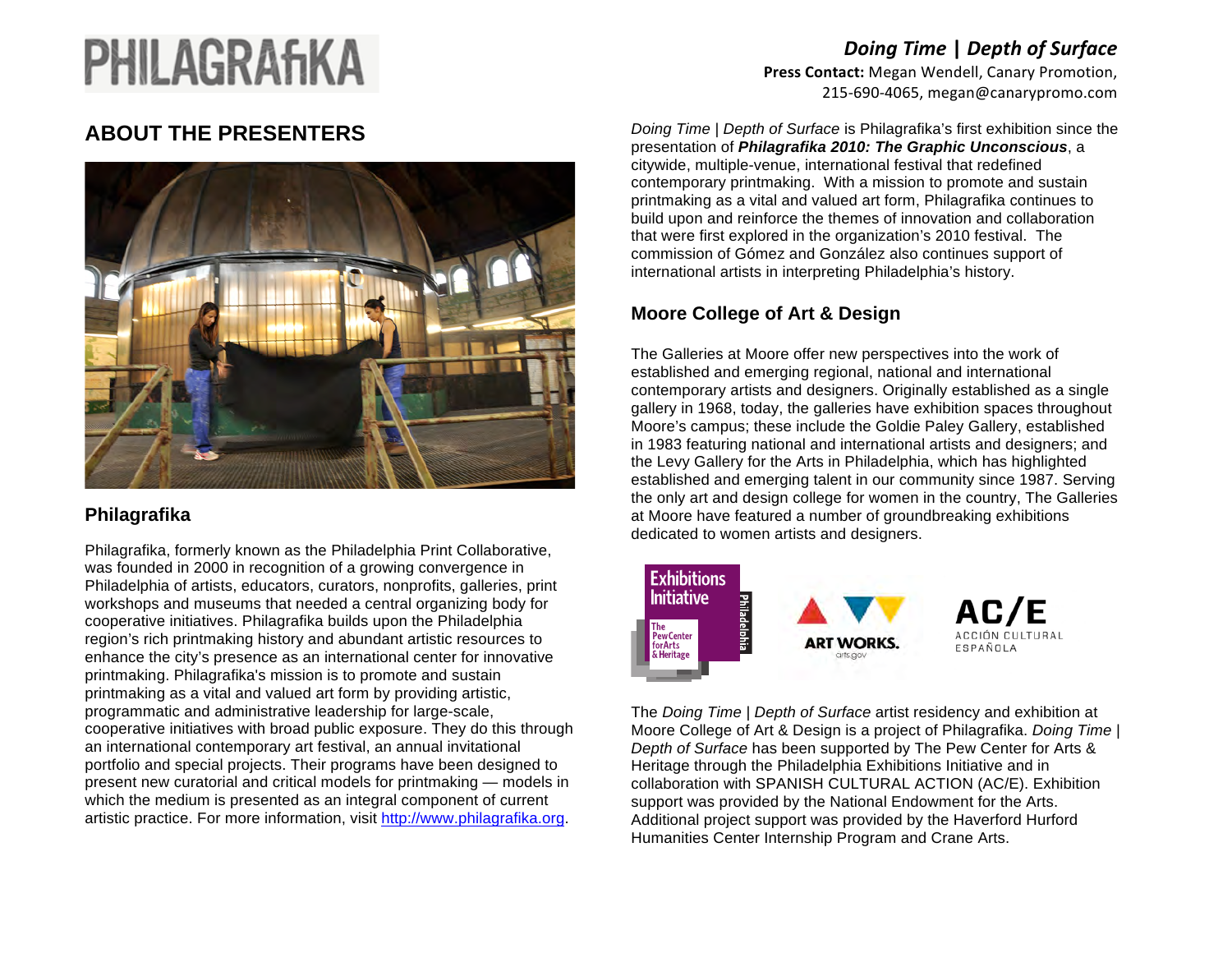PHILAGRAfiKA

*Doing Time | Depth of Surface*

**Press Contact:** Megan Wendell, Canary Promotion, 215-690-4065, megan@canarypromo.com

## ABOUT THE PRESENTERS

### Philagrafika

Philagrafika, formerly known as the Philadelphia Print Collaborative, was founded in 2000 in recognition of a growing convergence in Philadelphia of artists, educators, curators, nonprofits, galleries, print workshops and museums that needed a central organizing body for cooperative initiatives. Philagrafika builds upon the Philadelphia region's rich printmaking history and abundant artistic resources to enhance the city's presence as an international center for innovative printmaking. Philagrafika's mission is to promote and sustain printmaking as a vital and valued art form by providing artistic, programmatic and administrative leadership for large-scale, cooperative initiatives with broad public exposure. They do this through an international contemporary art festival, an annual invitational portfolio and special projects. Their programs have been designed to present new curatorial and critical models for printmaking — models in which the medium is presented as an integral component of current artistic practice. For more information, visit http://www.philagrafika.org.

*Doing Time | Depth of Surface* is Philagrafika's first exhibition since the presentation of ***Philagrafika 2010: The Graphic Unconscious***, a citywide, multiple-venue, international festival that redefined contemporary printmaking. With a mission to promote and sustain printmaking as a vital and valued art form, Philagrafika continues to build upon and reinforce the themes of innovation and collaboration that were first explored in the organization's 2010 festival. The commission of Gómez and González also continues support of international artists in interpreting Philadelphia's history.

### Moore College of Art & Design

The Galleries at Moore offer new perspectives into the work of established and emerging regional, national and international contemporary artists and designers. Originally established as a single gallery in 1968, today, the galleries have exhibition spaces throughout Moore's campus; these include the Goldie Paley Gallery, established in 1983 featuring national and international artists and designers; and the Levy Gallery for the Arts in Philadelphia, which has highlighted established and emerging talent in our community since 1987. Serving the only art and design college for women in the country, The Galleries at Moore have featured a number of groundbreaking exhibitions dedicated to women artists and designers.

Exhibitions Initiative — The Pew Center for Arts & Heritage — Philadelphia

ART WORKS. arts.gov

AC/E ACCIÓN CULTURAL ESPAÑOLA

The *Doing Time | Depth of Surface* artist residency and exhibition at Moore College of Art & Design is a project of Philagrafika. *Doing Time | Depth of Surface* has been supported by The Pew Center for Arts & Heritage through the Philadelphia Exhibitions Initiative and in collaboration with SPANISH CULTURAL ACTION (AC/E). Exhibition support was provided by the National Endowment for the Arts. Additional project support was provided by the Haverford Hurford Humanities Center Internship Program and Crane Arts.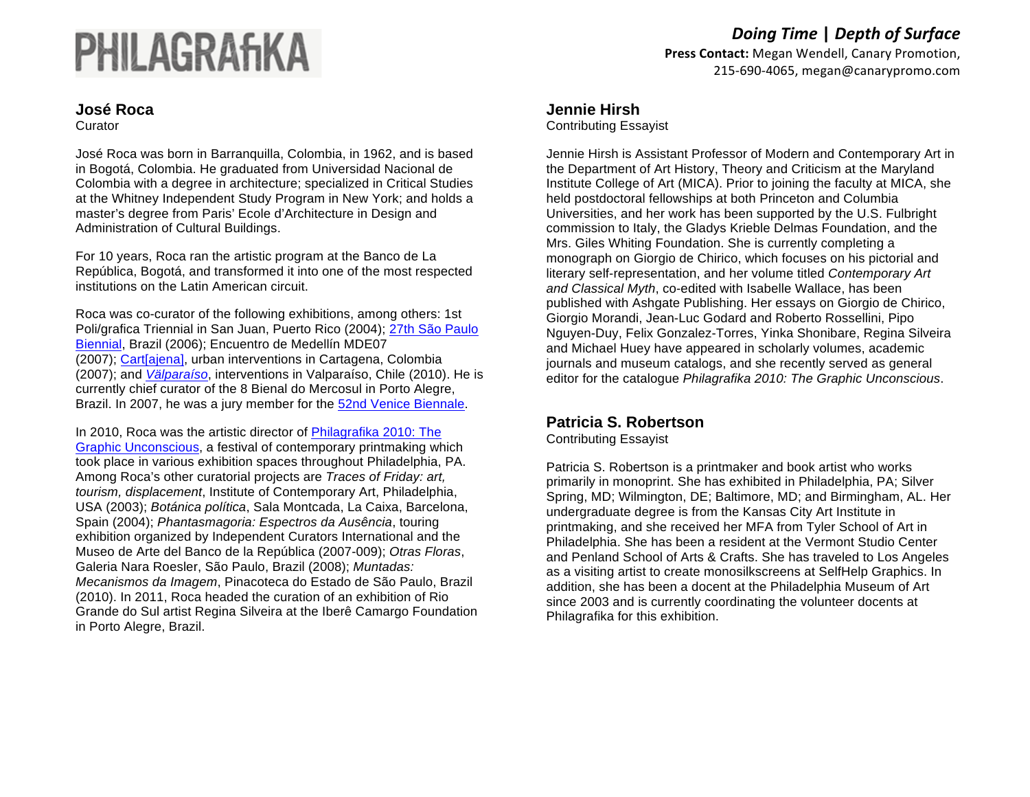## José Roca

Curator

José Roca was born in Barranquilla, Colombia, in 1962, and is based in Bogotá, Colombia. He graduated from Universidad Nacional de Colombia with a degree in architecture; specialized in Critical Studies at the Whitney Independent Study Program in New York; and holds a master's degree from Paris' Ecole d'Architecture in Design and Administration of Cultural Buildings.

For 10 years, Roca ran the artistic program at the Banco de La República, Bogotá, and transformed it into one of the most respected institutions on the Latin American circuit.

Roca was co-curator of the following exhibitions, among others: 1st Poli/grafica Triennial in San Juan, Puerto Rico (2004); 27th São Paulo Biennial, Brazil (2006); Encuentro de Medellín MDE07 (2007); Cart[ajena], urban interventions in Cartagena, Colombia (2007); and *Välparaíso*, interventions in Valparaíso, Chile (2010). He is currently chief curator of the 8 Bienal do Mercosul in Porto Alegre, Brazil. In 2007, he was a jury member for the 52nd Venice Biennale.

In 2010, Roca was the artistic director of Philagrafika 2010: The Graphic Unconscious, a festival of contemporary printmaking which took place in various exhibition spaces throughout Philadelphia, PA. Among Roca's other curatorial projects are *Traces of Friday: art, tourism, displacement*, Institute of Contemporary Art, Philadelphia, USA (2003); *Botánica política*, Sala Montcada, La Caixa, Barcelona, Spain (2004); *Phantasmagoria: Espectros da Ausência*, touring exhibition organized by Independent Curators International and the Museo de Arte del Banco de la República (2007-009); *Otras Floras*, Galeria Nara Roesler, São Paulo, Brazil (2008); *Muntadas: Mecanismos da Imagem*, Pinacoteca do Estado de São Paulo, Brazil (2010). In 2011, Roca headed the curation of an exhibition of Rio Grande do Sul artist Regina Silveira at the Iberê Camargo Foundation in Porto Alegre, Brazil.

## Jennie Hirsh

Contributing Essayist

Jennie Hirsh is Assistant Professor of Modern and Contemporary Art in the Department of Art History, Theory and Criticism at the Maryland Institute College of Art (MICA). Prior to joining the faculty at MICA, she held postdoctoral fellowships at both Princeton and Columbia Universities, and her work has been supported by the U.S. Fulbright commission to Italy, the Gladys Krieble Delmas Foundation, and the Mrs. Giles Whiting Foundation. She is currently completing a monograph on Giorgio de Chirico, which focuses on his pictorial and literary self-representation, and her volume titled *Contemporary Art and Classical Myth*, co-edited with Isabelle Wallace, has been published with Ashgate Publishing. Her essays on Giorgio de Chirico, Giorgio Morandi, Jean-Luc Godard and Roberto Rossellini, Pipo Nguyen-Duy, Felix Gonzalez-Torres, Yinka Shonibare, Regina Silveira and Michael Huey have appeared in scholarly volumes, academic journals and museum catalogs, and she recently served as general editor for the catalogue *Philagrafika 2010: The Graphic Unconscious*.

## Patricia S. Robertson

Contributing Essayist

Patricia S. Robertson is a printmaker and book artist who works primarily in monoprint. She has exhibited in Philadelphia, PA; Silver Spring, MD; Wilmington, DE; Baltimore, MD; and Birmingham, AL. Her undergraduate degree is from the Kansas City Art Institute in printmaking, and she received her MFA from Tyler School of Art in Philadelphia. She has been a resident at the Vermont Studio Center and Penland School of Arts & Crafts. She has traveled to Los Angeles as a visiting artist to create monosilkscreens at SelfHelp Graphics. In addition, she has been a docent at the Philadelphia Museum of Art since 2003 and is currently coordinating the volunteer docents at Philagrafika for this exhibition.